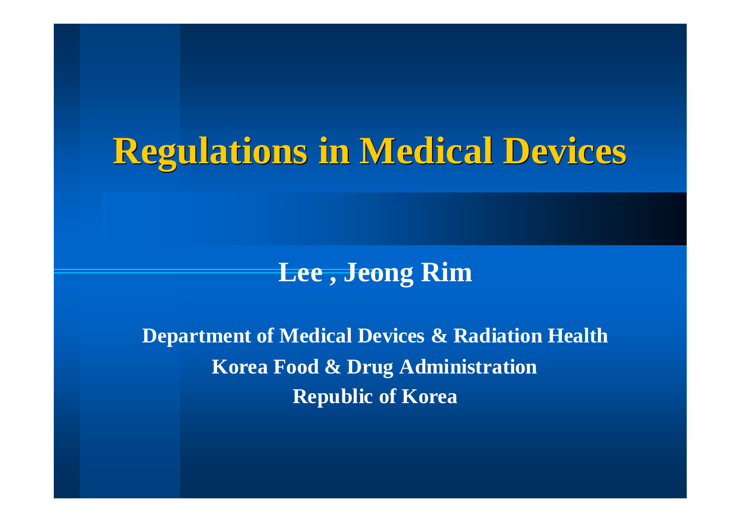# Regulations in Medical Devices

**Lee , Jeong Rim**

**Department of Medical Devices & Radiation Health**
**Korea Food & Drug Administration**
**Republic of Korea**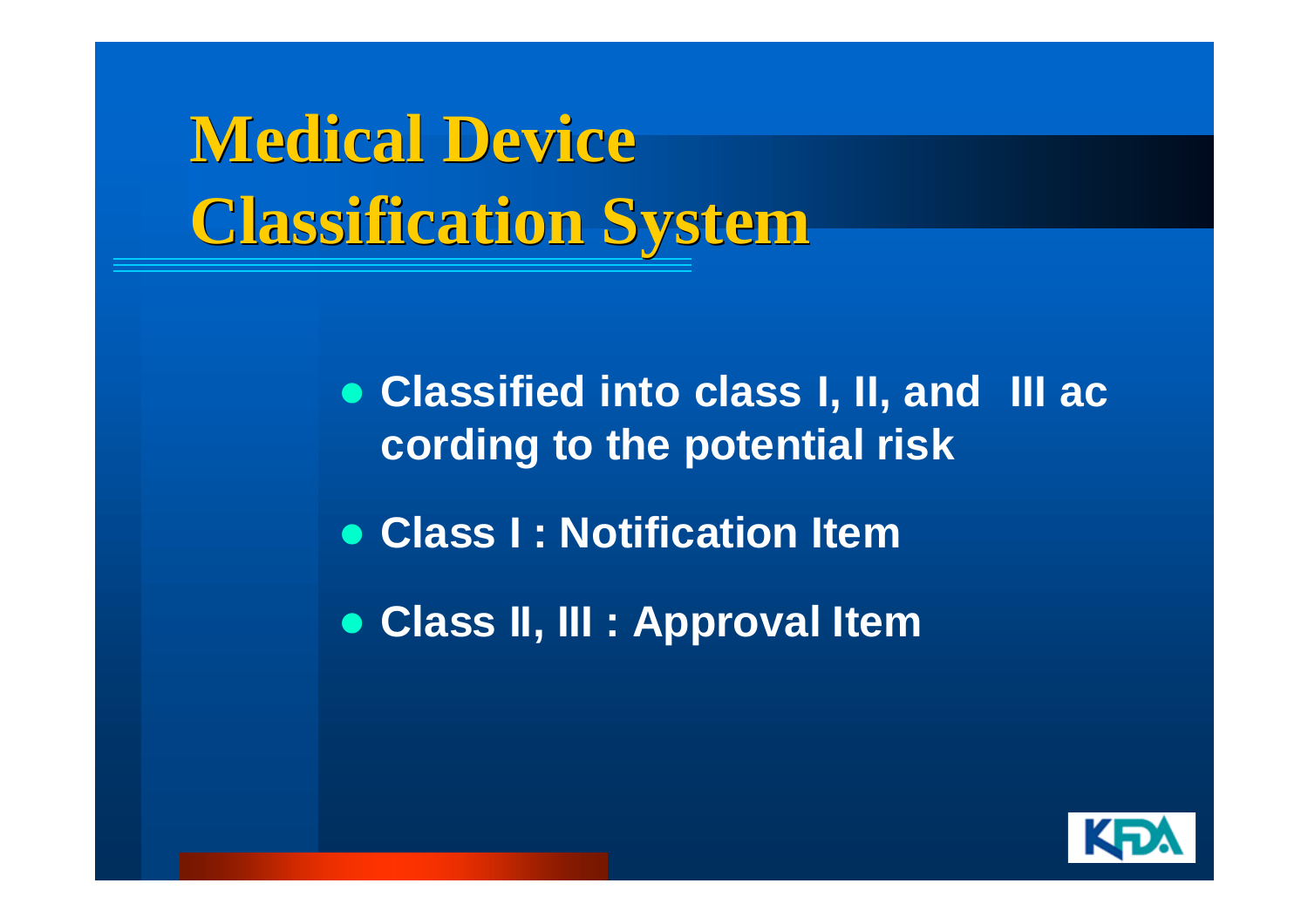# Medical Device Classification System

- Classified into class I, II, and III according to the potential risk
- Class I : Notification Item
- Class II, III : Approval Item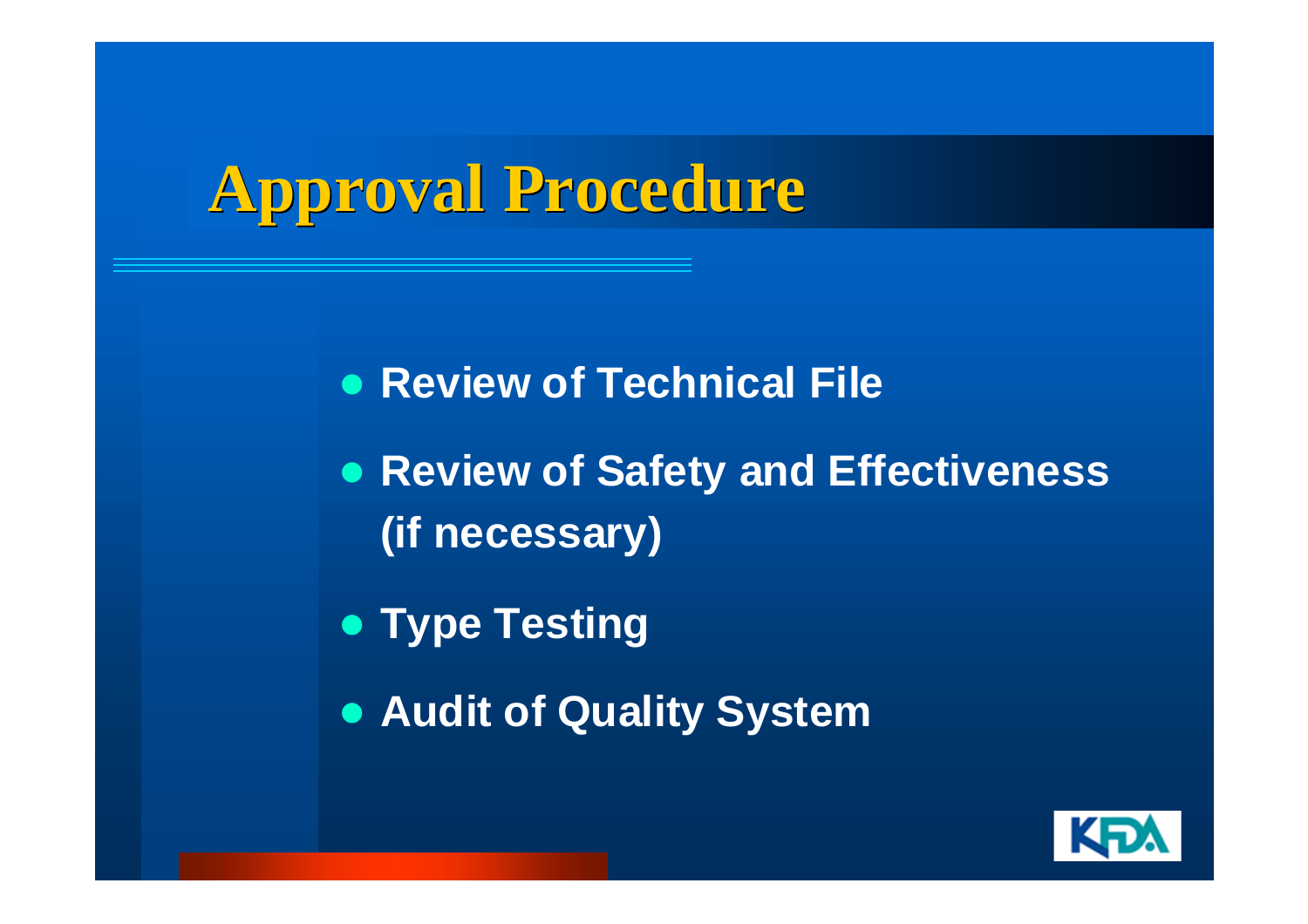# Approval Procedure

- Review of Technical File
- Review of Safety and Effectiveness (if necessary)
- Type Testing
- Audit of Quality System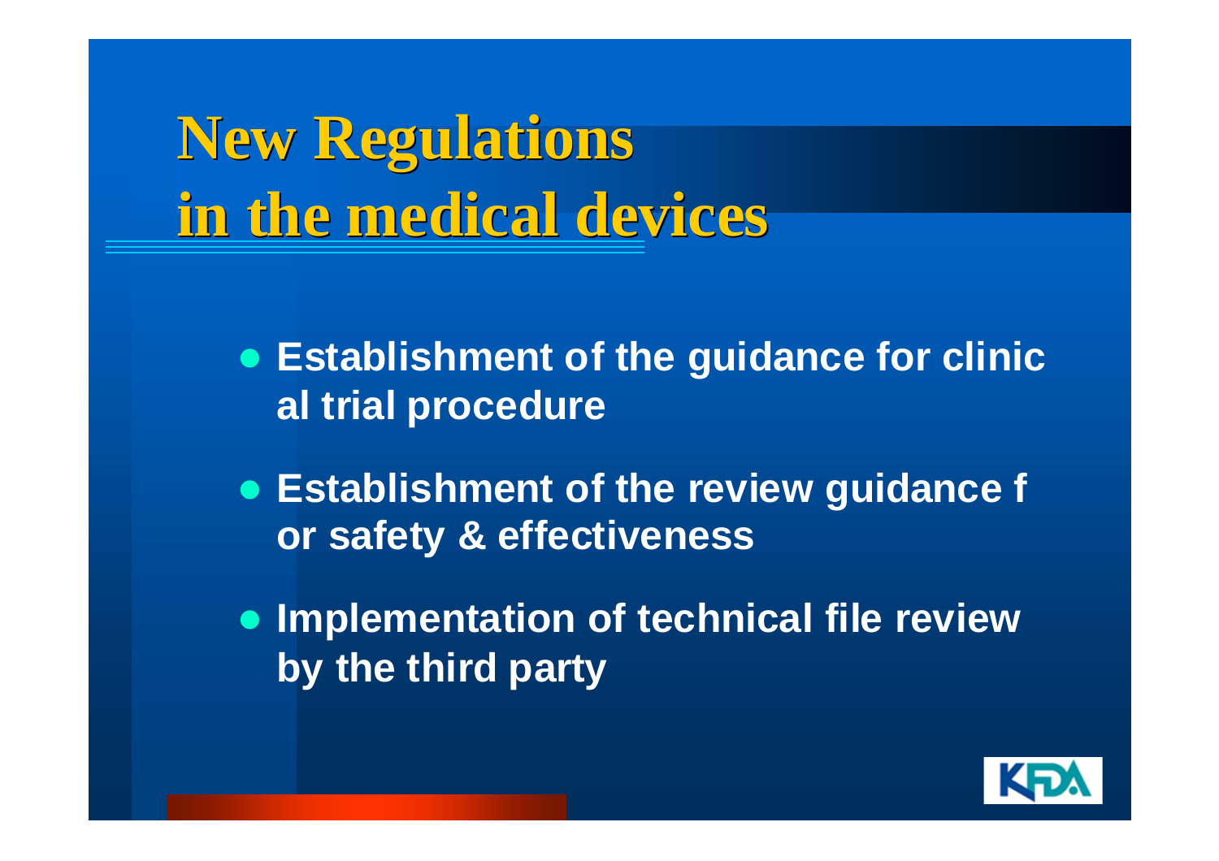# New Regulations in the medical devices

- Establishment of the guidance for clinical trial procedure
- Establishment of the review guidance for safety & effectiveness
- Implementation of technical file review by the third party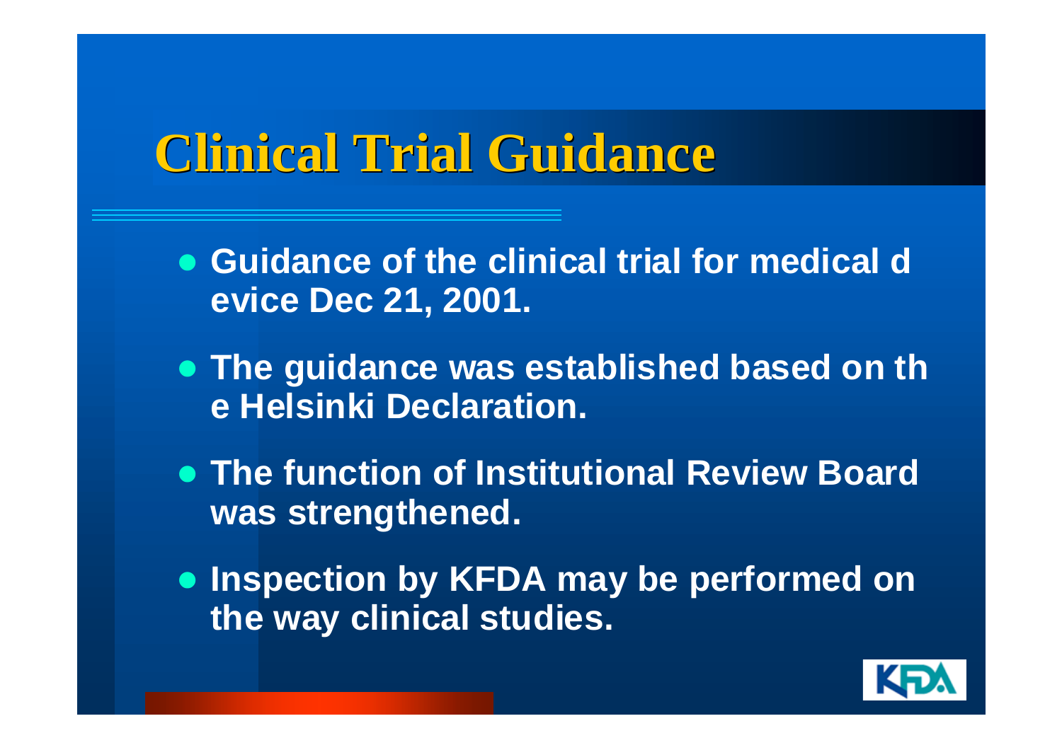# Clinical Trial Guidance

- Guidance of the clinical trial for medical device Dec 21, 2001.
- The guidance was established based on the Helsinki Declaration.
- The function of Institutional Review Board was strengthened.
- Inspection by KFDA may be performed on the way clinical studies.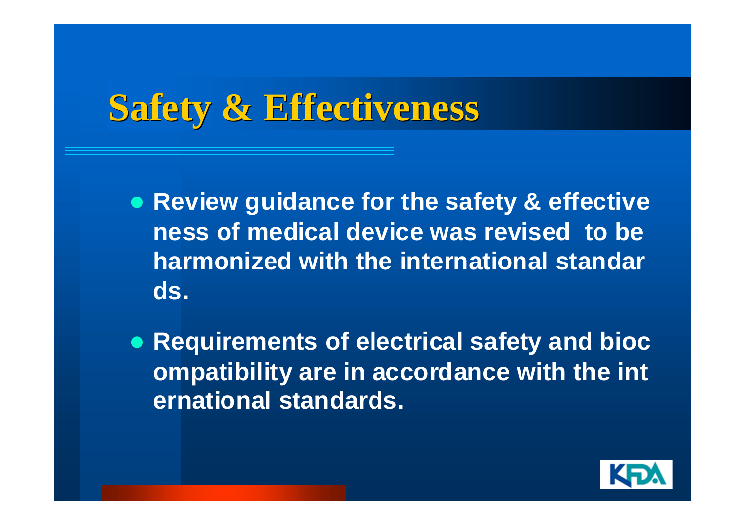# Safety & Effectiveness

- Review guidance for the safety & effective ness of medical device was revised to be harmonized with the international standar ds.
- Requirements of electrical safety and bioc ompatibility are in accordance with the int ernational standards.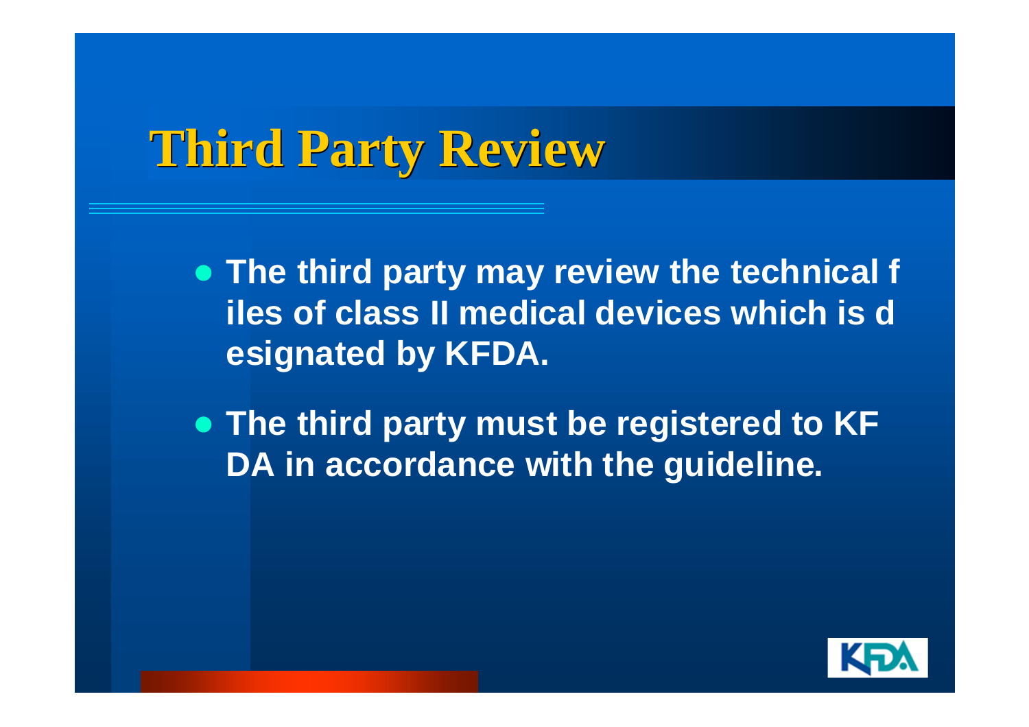# Third Party Review

- The third party may review the technical files of class II medical devices which is designated by KFDA.
- The third party must be registered to KFDA in accordance with the guideline.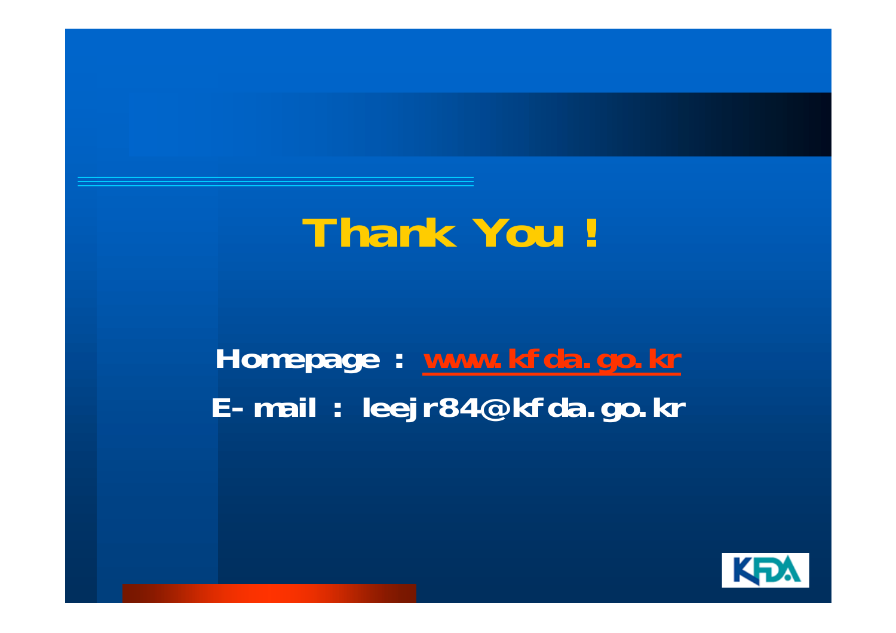# Thank You !

**Homepage : www.kfda.go.kr**

**E-mail : leejr84@kfda.go.kr**